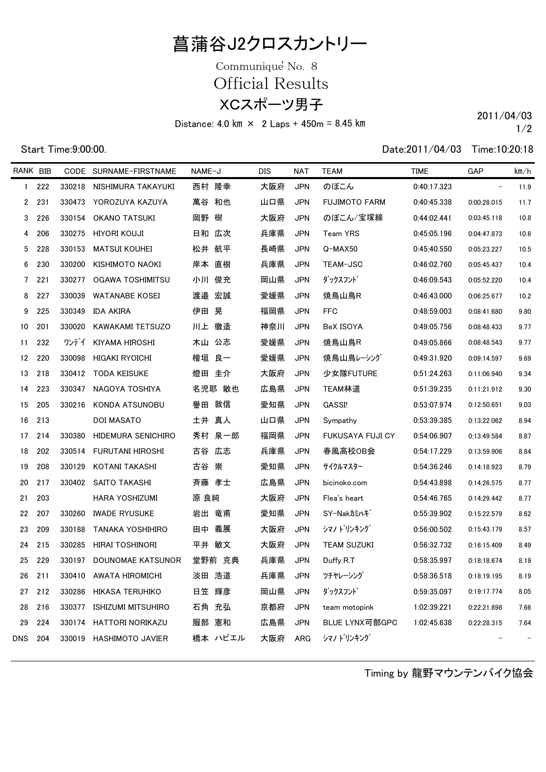# 菖蒲谷J2クロスカントリー

Communiqué No. 8

## Official Results

## XCスポーツ男子

Distance: 4.0 ㎞ × 2 Laps + 450m = 8.45 ㎞

2011/04/03

Start Time:9:00:00.

Date:2011/04/03 Time:10:20:18

| RANK | BIB | CODE | SURNAME-FIRSTNAME | NAME-J | DIS | NAT | TEAM | TIME | GAP | ㎞/h |
|---|---|---|---|---|---|---|---|---|---|---|
| 1 | 222 | 330218 | NISHIMURA TAKAYUKI | 西村 隆幸 | 大阪府 | JPN | のぼこん | 0:40:17.323 | - | 11.9 |
| 2 | 231 | 330473 | YOROZUYA KAZUYA | 萬谷 和也 | 山口県 | JPN | FUJIMOTO FARM | 0:40:45.338 | 0:00:28.015 | 11.7 |
| 3 | 226 | 330154 | OKANO TATSUKI | 岡野 樹 | 大阪府 | JPN | のぼこん/宝塚線 | 0:44:02.441 | 0:03:45.118 | 10.8 |
| 4 | 206 | 330275 | HIYORI KOUJI | 日和 広次 | 兵庫県 | JPN | Team YRS | 0:45:05.196 | 0:04:47.873 | 10.6 |
| 5 | 228 | 330153 | MATSUI KOUHEI | 松井 航平 | 長崎県 | JPN | Q-MAX50 | 0:45:40.550 | 0:05:23.227 | 10.5 |
| 6 | 230 | 330200 | KISHIMOTO NAOKI | 岸本 直樹 | 兵庫県 | JPN | TEAM-JSC | 0:46:02.760 | 0:05:45.437 | 10.4 |
| 7 | 221 | 330277 | OGAWA TOSHIMITSU | 小川 俊充 | 岡山県 | JPN | ﾀﾞｯｸｽﾌﾝﾄﾞ | 0:46:09.543 | 0:05:52.220 | 10.4 |
| 8 | 227 | 330039 | WATANABE KOSEI | 渡邉 宏誠 | 愛媛県 | JPN | 焼鳥山鳥R | 0:46:43.000 | 0:06:25.677 | 10.2 |
| 9 | 225 | 330349 | IDA AKIRA | 伊田 晃 | 福岡県 | JPN | FFC | 0:48:59.003 | 0:08:41.680 | 9.80 |
| 10 | 201 | 330020 | KAWAKAMI TETSUZO | 川上 徹造 | 神奈川 | JPN | BeX ISOYA | 0:49:05.756 | 0:08:48.433 | 9.77 |
| 11 | 232 | ﾜﾝﾃﾞｲ | KIYAMA HIROSHI | 木山 公志 | 愛媛県 | JPN | 焼鳥山鳥R | 0:49:05.866 | 0:08:48.543 | 9.77 |
| 12 | 220 | 330098 | HIGAKI RYOICHI | 檜垣 良一 | 愛媛県 | JPN | 焼鳥山鳥ﾚｰｼﾝｸﾞ | 0:49:31.920 | 0:09:14.597 | 9.69 |
| 13 | 218 | 330412 | TODA KEISUKE | 燈田 圭介 | 大阪府 | JPN | 少女隊FUTURE | 0:51:24.263 | 0:11:06.940 | 9.34 |
| 14 | 223 | 330347 | NAGOYA TOSHIYA | 名児耶 敏也 | 広島県 | JPN | TEAM林道 | 0:51:39.235 | 0:11:21.912 | 9.30 |
| 15 | 205 | 330216 | KONDA ATSUNOBU | 譽田 敦信 | 愛知県 | JPN | GASSI! | 0:53:07.974 | 0:12:50.651 | 9.03 |
| 16 | 213 | | DOI MASATO | 土井 真人 | 山口県 | JPN | Sympathy | 0:53:39.385 | 0:13:22.062 | 8.94 |
| 17 | 214 | 330380 | HIDEMURA SENICHIRO | 秀村 泉一郎 | 福岡県 | JPN | FUKUSAYA FUJI CY | 0:54:06.907 | 0:13:49.584 | 8.87 |
| 18 | 202 | 330514 | FURUTANI HIROSHI | 古谷 広志 | 兵庫県 | JPN | 春風高校OB会 | 0:54:17.229 | 0:13:59.906 | 8.84 |
| 19 | 208 | 330129 | KOTANI TAKASHI | 古谷 崇 | 愛知県 | JPN | ｻｲｸﾙﾏｽﾀｰ | 0:54:36.246 | 0:14:18.923 | 8.79 |
| 20 | 217 | 330402 | SAITO TAKASHI | 斉藤 孝士 | 広島県 | JPN | bicinoko.com | 0:54:43.898 | 0:14:26.575 | 8.77 |
| 21 | 203 | | HARA YOSHIZUMI | 原 良純 | 大阪府 | JPN | Flea's heart | 0:54:46.765 | 0:14:29.442 | 8.77 |
| 22 | 207 | 330260 | IWADE RYUSUKE | 岩出 竜甫 | 愛知県 | JPN | SY-Nakｶﾐﾊｷﾞ | 0:55:39.902 | 0:15:22.579 | 8.62 |
| 23 | 209 | 330188 | TANAKA YOSHIHIRO | 田中 義展 | 大阪府 | JPN | ｼﾏﾉ ﾄﾞﾘﾝｷﾝｸﾞ | 0:56:00.502 | 0:15:43.179 | 8.57 |
| 24 | 215 | 330285 | HIRAI TOSHINORI | 平井 敏文 | 大阪府 | JPN | TEAM SUZUKI | 0:56:32.732 | 0:16:15.409 | 8.49 |
| 25 | 229 | 330197 | DOUNOMAE KATSUNOR | 堂野前 克典 | 兵庫県 | JPN | Duffy.R.T | 0:58:35.997 | 0:18:18.674 | 8.19 |
| 26 | 211 | 330410 | AWATA HIROMICHI | 淡田 浩道 | 兵庫県 | JPN | ﾂﾁﾔﾚｰｼﾝｸﾞ | 0:58:36.518 | 0:18:19.195 | 8.19 |
| 27 | 212 | 330286 | HIKASA TERUHIKO | 日笠 輝彦 | 岡山県 | JPN | ﾀﾞｯｸｽﾌﾝﾄﾞ | 0:59:35.097 | 0:19:17.774 | 8.05 |
| 28 | 216 | 330377 | ISHIZUMI MITSUHIRO | 石角 充弘 | 京都府 | JPN | team motopink | 1:02:39.221 | 0:22:21.898 | 7.66 |
| 29 | 224 | 330174 | HATTORI NORIKAZU | 服部 憲和 | 広島県 | JPN | BLUE LYNX可部GPC | 1:02:45.638 | 0:22:28.315 | 7.64 |
| DNS | 204 | 330019 | HASHIMOTO JAVIER | 橋本 ハビエル | 大阪府 | ARG | ｼﾏﾉ ﾄﾞﾘﾝｷﾝｸﾞ | | - | - |

Timing by 龍野マウンテンバイク協会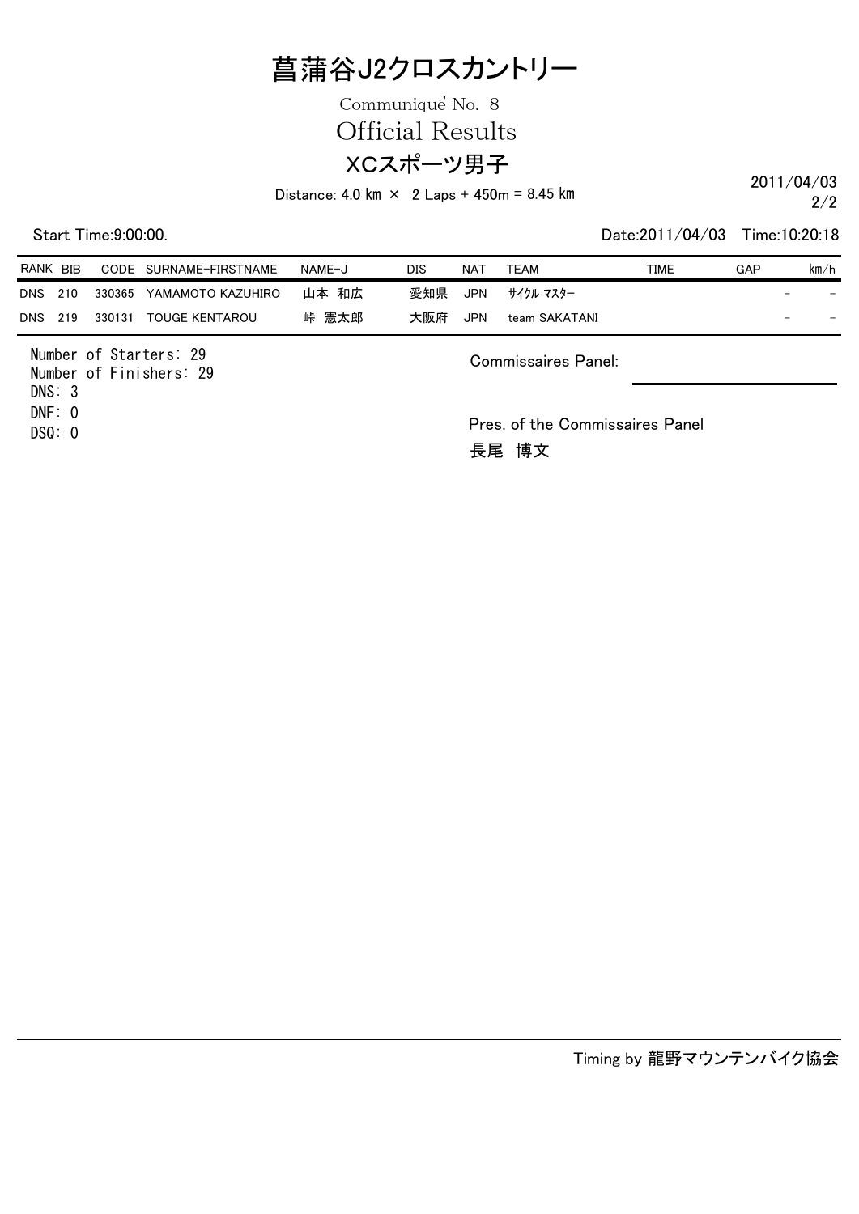# 菖蒲谷J2クロスカントリー

Communiqué No. 8

## Official Results

## XCスポーツ男子

Distance: 4.0 km × 2 Laps + 450m = 8.45 km

2011/04/03

Start Time:9:00:00.

Date:2011/04/03 Time:10:20:18

| RANK | BIB | CODE | SURNAME-FIRSTNAME | NAME-J | DIS | NAT | TEAM | TIME | GAP | km/h |
|---|---|---|---|---|---|---|---|---|---|---|
| DNS | 210 | 330365 | YAMAMOTO KAZUHIRO | 山本 和広 | 愛知県 | JPN | ｻｲｸﾙ ﾏｽﾀｰ | | - | - |
| DNS | 219 | 330131 | TOUGE KENTAROU | 峠 憲太郎 | 大阪府 | JPN | team SAKATANI | | - | - |

Number of Starters: 29
Number of Finishers: 29
DNS: 3
DNF: 0
DSQ: 0

Commissaires Panel:

Pres. of the Commissaires Panel
長尾 博文

Timing by 龍野マウンテンバイク協会